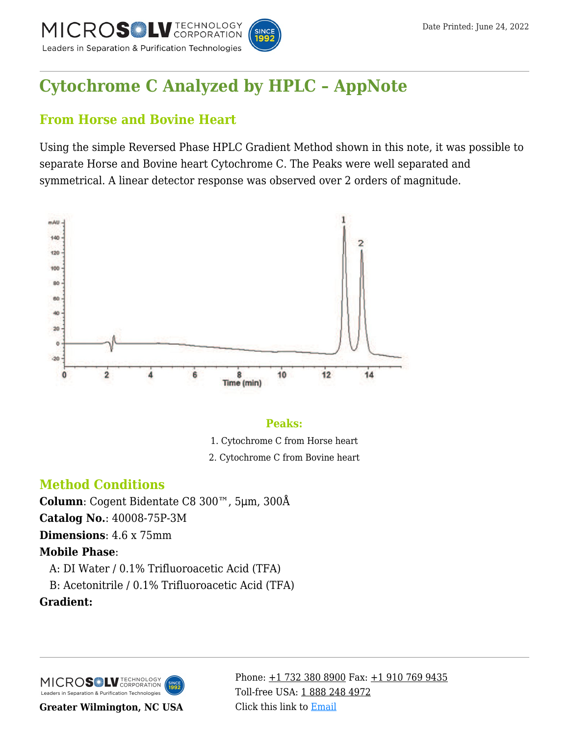# Cytochrome C Analyzed by HPLC – AppNote

## From Horse and Bovine Heart

Using the simple Reversed Phase HPLC Gradient Method shown in this note, it was possible to separate Horse and Bovine heart Cytochrome C. The Peaks were well separated and symmetrical. A linear detector response was observed over 2 orders of magnitude.

### Peaks:

1. Cytochrome C from Horse heart
2. Cytochrome C from Bovine heart

## Method Conditions

**Column**: Cogent Bidentate C8 300™, 5µm, 300Å

**Catalog No.**: 40008-75P-3M

**Dimensions**: 4.6 x 75mm

**Mobile Phase**:

A: DI Water / 0.1% Trifluoroacetic Acid (TFA)

B: Acetonitrile / 0.1% Trifluoroacetic Acid (TFA)

**Gradient:**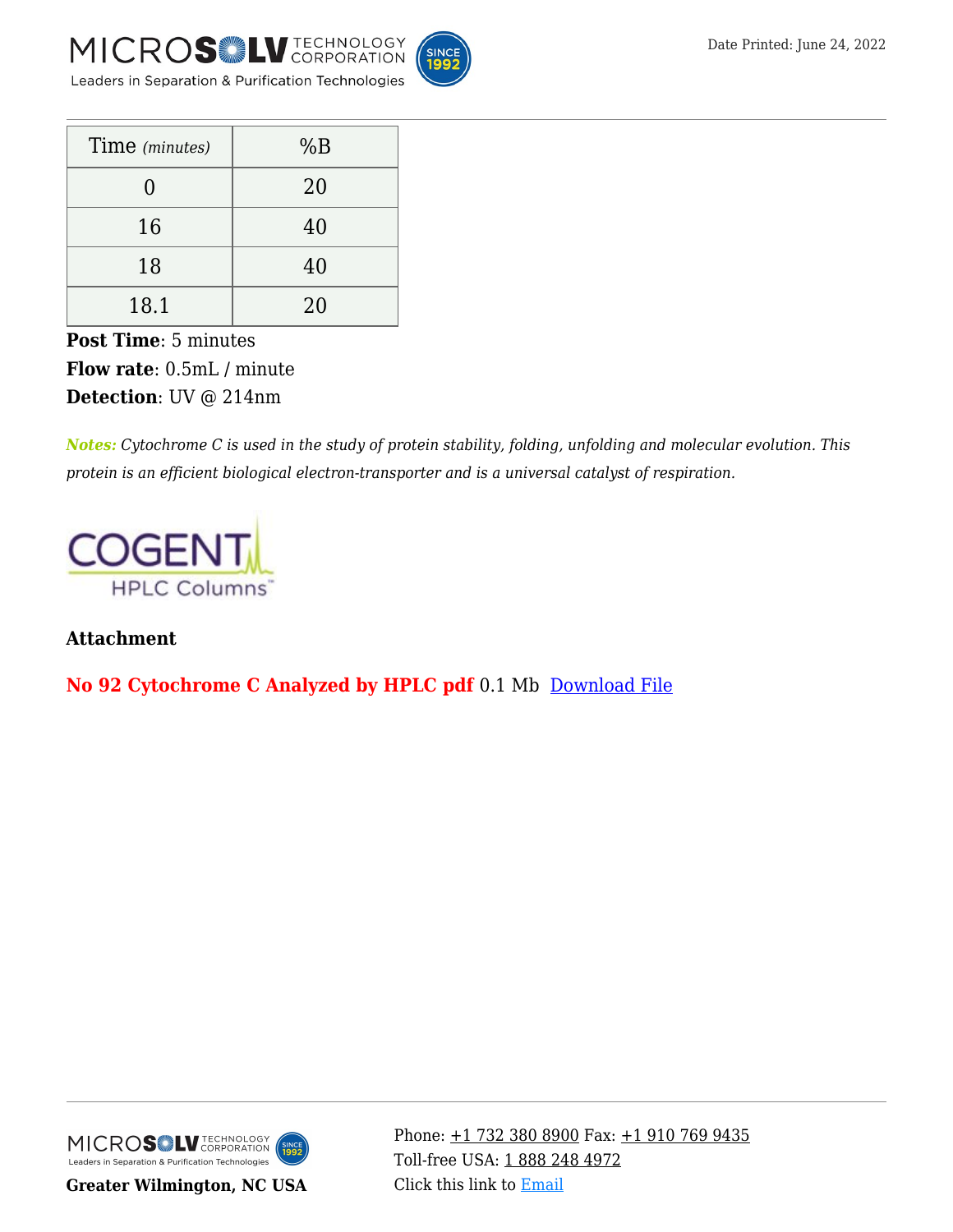| Time *(minutes)* | %B |
|---|---|
| 0 | 20 |
| 16 | 40 |
| 18 | 40 |
| 18.1 | 20 |

**Post Time**: 5 minutes
**Flow rate**: 0.5mL / minute
**Detection**: UV @ 214nm

***Notes:*** *Cytochrome C is used in the study of protein stability, folding, unfolding and molecular evolution. This protein is an efficient biological electron-transporter and is a universal catalyst of respiration.*

COGENT HPLC Columns™

**Attachment**

**No 92 Cytochrome C Analyzed by HPLC pdf** 0.1 Mb [Download File]